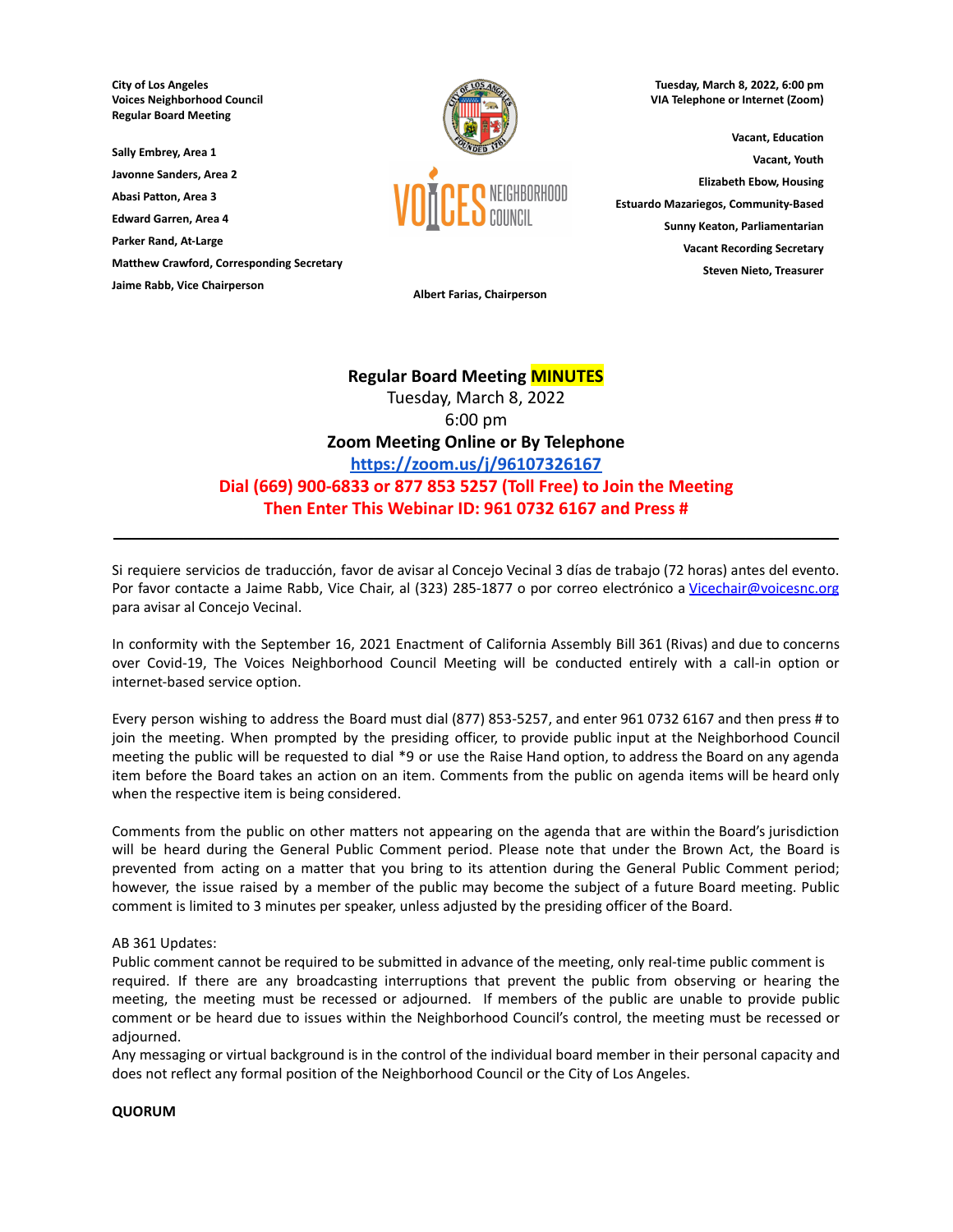**City of Los Angeles**
**Voices Neighborhood Council**
**Regular Board Meeting**

**Sally Embrey, Area 1**
**Javonne Sanders, Area 2**
**Abasi Patton, Area 3**
**Edward Garren, Area 4**
**Parker Rand, At-Large**
**Matthew Crawford, Corresponding Secretary**
**Jaime Rabb, Vice Chairperson**

**Albert Farias, Chairperson**

**Tuesday, March 8, 2022, 6:00 pm**
**VIA Telephone or Internet (Zoom)**

**Vacant, Education**
**Vacant, Youth**
**Elizabeth Ebow, Housing**
**Estuardo Mazariegos, Community-Based**
**Sunny Keaton, Parliamentarian**
**Vacant Recording Secretary**
**Steven Nieto, Treasurer**

## Regular Board Meeting MINUTES

Tuesday, March 8, 2022
6:00 pm
**Zoom Meeting Online or By Telephone**
**https://zoom.us/j/96107326167**
**Dial (669) 900-6833 or 877 853 5257 (Toll Free) to Join the Meeting**
**Then Enter This Webinar ID: 961 0732 6167 and Press #**

---

Si requiere servicios de traducción, favor de avisar al Concejo Vecinal 3 días de trabajo (72 horas) antes del evento. Por favor contacte a Jaime Rabb, Vice Chair, al (323) 285-1877 o por correo electrónico a Vicechair@voicesnc.org para avisar al Concejo Vecinal.

In conformity with the September 16, 2021 Enactment of California Assembly Bill 361 (Rivas) and due to concerns over Covid-19, The Voices Neighborhood Council Meeting will be conducted entirely with a call-in option or internet-based service option.

Every person wishing to address the Board must dial (877) 853-5257, and enter 961 0732 6167 and then press # to join the meeting. When prompted by the presiding officer, to provide public input at the Neighborhood Council meeting the public will be requested to dial *9 or use the Raise Hand option, to address the Board on any agenda item before the Board takes an action on an item. Comments from the public on agenda items will be heard only when the respective item is being considered.

Comments from the public on other matters not appearing on the agenda that are within the Board's jurisdiction will be heard during the General Public Comment period. Please note that under the Brown Act, the Board is prevented from acting on a matter that you bring to its attention during the General Public Comment period; however, the issue raised by a member of the public may become the subject of a future Board meeting. Public comment is limited to 3 minutes per speaker, unless adjusted by the presiding officer of the Board.

AB 361 Updates:
Public comment cannot be required to be submitted in advance of the meeting, only real-time public comment is required. If there are any broadcasting interruptions that prevent the public from observing or hearing the meeting, the meeting must be recessed or adjourned. If members of the public are unable to provide public comment or be heard due to issues within the Neighborhood Council's control, the meeting must be recessed or adjourned.
Any messaging or virtual background is in the control of the individual board member in their personal capacity and does not reflect any formal position of the Neighborhood Council or the City of Los Angeles.

**QUORUM**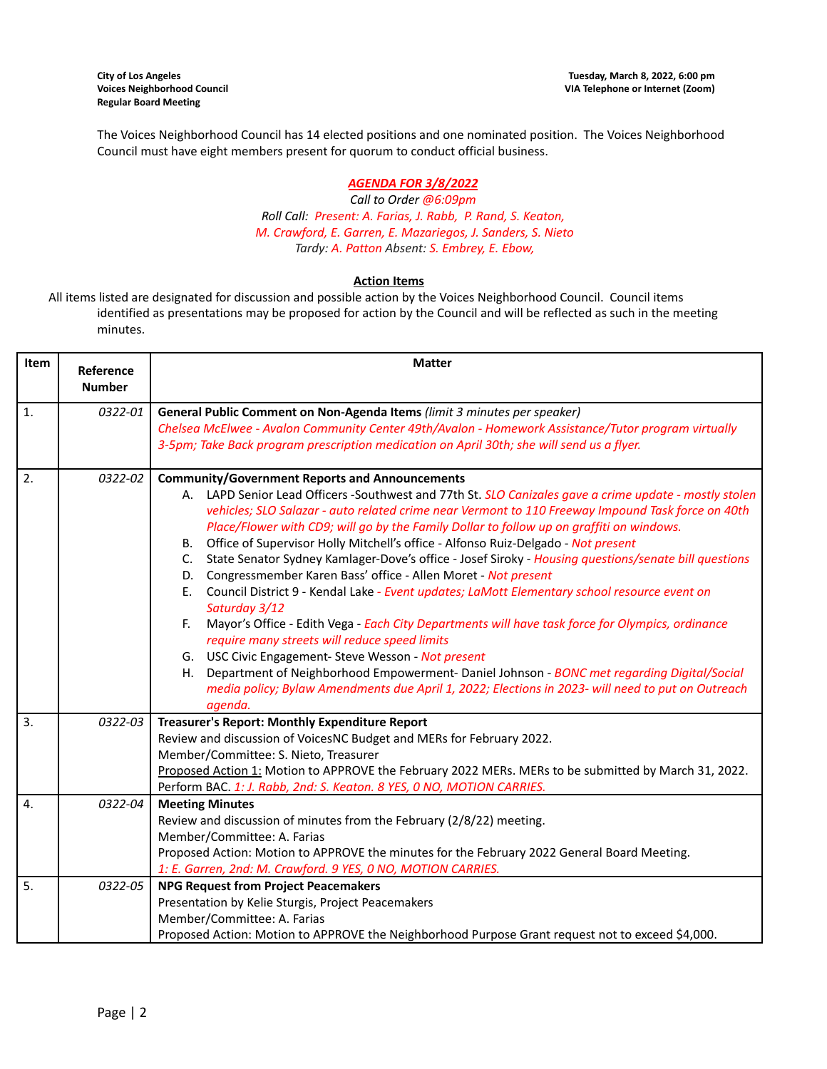City of Los Angeles
Voices Neighborhood Council
Regular Board Meeting

Tuesday, March 8, 2022, 6:00 pm
VIA Telephone or Internet (Zoom)

The Voices Neighborhood Council has 14 elected positions and one nominated position. The Voices Neighborhood Council must have eight members present for quorum to conduct official business.

***AGENDA FOR 3/8/2022***

*Call to Order @6:09pm*

*Roll Call: Present: A. Farias, J. Rabb, P. Rand, S. Keaton, M. Crawford, E. Garren, E. Mazariegos, J. Sanders, S. Nieto*

*Tardy: A. Patton Absent: S. Embrey, E. Ebow,*

**Action Items**

All items listed are designated for discussion and possible action by the Voices Neighborhood Council. Council items identified as presentations may be proposed for action by the Council and will be reflected as such in the meeting minutes.

| Item | Reference Number | Matter |
|---|---|---|
| 1. | *0322-01* | **General Public Comment on Non-Agenda Items** *(limit 3 minutes per speaker)* *Chelsea McElwee - Avalon Community Center 49th/Avalon - Homework Assistance/Tutor program virtually 3-5pm; Take Back program prescription medication on April 30th; she will send us a flyer.* |
| 2. | *0322-02* | **Community/Government Reports and Announcements** A. LAPD Senior Lead Officers -Southwest and 77th St. *SLO Canizales gave a crime update - mostly stolen vehicles; SLO Salazar - auto related crime near Vermont to 110 Freeway Impound Task force on 40th Place/Flower with CD9; will go by the Family Dollar to follow up on graffiti on windows.* B. Office of Supervisor Holly Mitchell's office - Alfonso Ruiz-Delgado - *Not present* C. State Senator Sydney Kamlager-Dove's office - Josef Siroky - *Housing questions/senate bill questions* D. Congressmember Karen Bass' office - Allen Moret - *Not present* E. Council District 9 - Kendal Lake - *Event updates; LaMott Elementary school resource event on Saturday 3/12* F. Mayor's Office - Edith Vega - *Each City Departments will have task force for Olympics, ordinance require many streets will reduce speed limits* G. USC Civic Engagement- Steve Wesson - *Not present* H. Department of Neighborhood Empowerment- Daniel Johnson - *BONC met regarding Digital/Social media policy; Bylaw Amendments due April 1, 2022; Elections in 2023- will need to put on Outreach agenda.* |
| 3. | *0322-03* | **Treasurer's Report: Monthly Expenditure Report** Review and discussion of VoicesNC Budget and MERs for February 2022. Member/Committee: S. Nieto, Treasurer Proposed Action 1: Motion to APPROVE the February 2022 MERs. MERs to be submitted by March 31, 2022. Perform BAC. *1: J. Rabb, 2nd: S. Keaton. 8 YES, 0 NO, MOTION CARRIES.* |
| 4. | *0322-04* | **Meeting Minutes** Review and discussion of minutes from the February (2/8/22) meeting. Member/Committee: A. Farias Proposed Action: Motion to APPROVE the minutes for the February 2022 General Board Meeting. *1: E. Garren, 2nd: M. Crawford. 9 YES, 0 NO, MOTION CARRIES.* |
| 5. | *0322-05* | **NPG Request from Project Peacemakers** Presentation by Kelie Sturgis, Project Peacemakers Member/Committee: A. Farias Proposed Action: Motion to APPROVE the Neighborhood Purpose Grant request not to exceed $4,000. |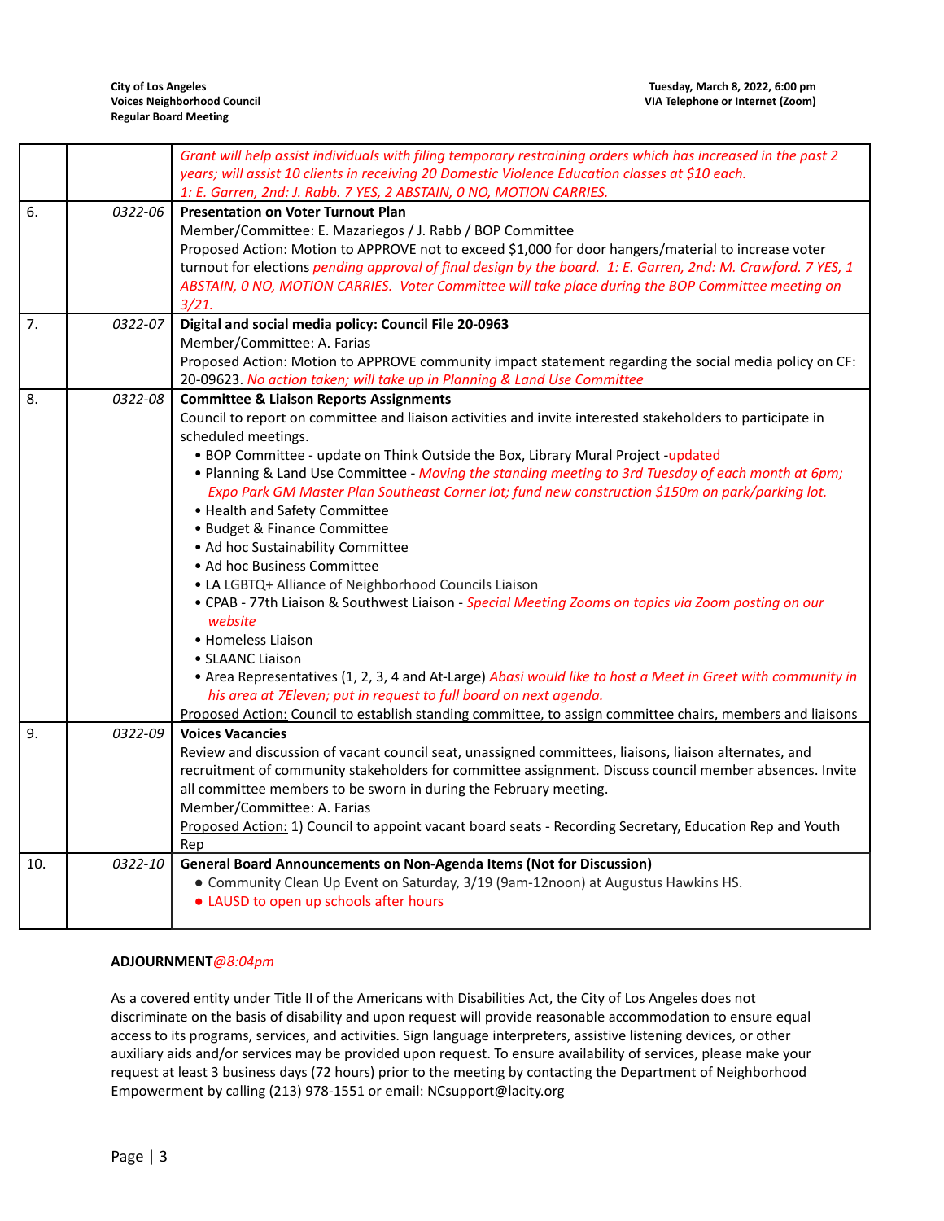| | | |
|---|---|---|
| | | *Grant will help assist individuals with filing temporary restraining orders which has increased in the past 2 years; will assist 10 clients in receiving 20 Domestic Violence Education classes at $10 each.*<br>*1: E. Garren, 2nd: J. Rabb. 7 YES, 2 ABSTAIN, 0 NO, MOTION CARRIES.* |
| 6. | *0322-06* | **Presentation on Voter Turnout Plan**<br>Member/Committee: E. Mazariegos / J. Rabb / BOP Committee<br>Proposed Action: Motion to APPROVE not to exceed $1,000 for door hangers/material to increase voter turnout for elections *pending approval of final design by the board. 1: E. Garren, 2nd: M. Crawford. 7 YES, 1 ABSTAIN, 0 NO, MOTION CARRIES. Voter Committee will take place during the BOP Committee meeting on 3/21.* |
| 7. | *0322-07* | **Digital and social media policy: Council File 20-0963**<br>Member/Committee: A. Farias<br>Proposed Action: Motion to APPROVE community impact statement regarding the social media policy on CF: 20-09623. *No action taken; will take up in Planning & Land Use Committee* |
| 8. | *0322-08* | **Committee & Liaison Reports Assignments**<br>Council to report on committee and liaison activities and invite interested stakeholders to participate in scheduled meetings.<br>• BOP Committee - update on Think Outside the Box, Library Mural Project -updated<br>• Planning & Land Use Committee - *Moving the standing meeting to 3rd Tuesday of each month at 6pm; Expo Park GM Master Plan Southeast Corner lot; fund new construction $150m on park/parking lot.*<br>• Health and Safety Committee<br>• Budget & Finance Committee<br>• Ad hoc Sustainability Committee<br>• Ad hoc Business Committee<br>• LA LGBTQ+ Alliance of Neighborhood Councils Liaison<br>• CPAB - 77th Liaison & Southwest Liaison - *Special Meeting Zooms on topics via Zoom posting on our website*<br>• Homeless Liaison<br>• SLAANC Liaison<br>• Area Representatives (1, 2, 3, 4 and At-Large) *Abasi would like to host a Meet in Greet with community in his area at 7Eleven; put in request to full board on next agenda.*<br>Proposed Action: Council to establish standing committee, to assign committee chairs, members and liaisons |
| 9. | *0322-09* | **Voices Vacancies**<br>Review and discussion of vacant council seat, unassigned committees, liaisons, liaison alternates, and recruitment of community stakeholders for committee assignment. Discuss council member absences. Invite all committee members to be sworn in during the February meeting.<br>Member/Committee: A. Farias<br>Proposed Action: 1) Council to appoint vacant board seats - Recording Secretary, Education Rep and Youth Rep |
| 10. | *0322-10* | **General Board Announcements on Non-Agenda Items (Not for Discussion)**<br>● Community Clean Up Event on Saturday, 3/19 (9am-12noon) at Augustus Hawkins HS.<br>● LAUSD to open up schools after hours |

**ADJOURNMENT***@8:04pm*

As a covered entity under Title II of the Americans with Disabilities Act, the City of Los Angeles does not discriminate on the basis of disability and upon request will provide reasonable accommodation to ensure equal access to its programs, services, and activities. Sign language interpreters, assistive listening devices, or other auxiliary aids and/or services may be provided upon request. To ensure availability of services, please make your request at least 3 business days (72 hours) prior to the meeting by contacting the Department of Neighborhood Empowerment by calling (213) 978-1551 or email: NCsupport@lacity.org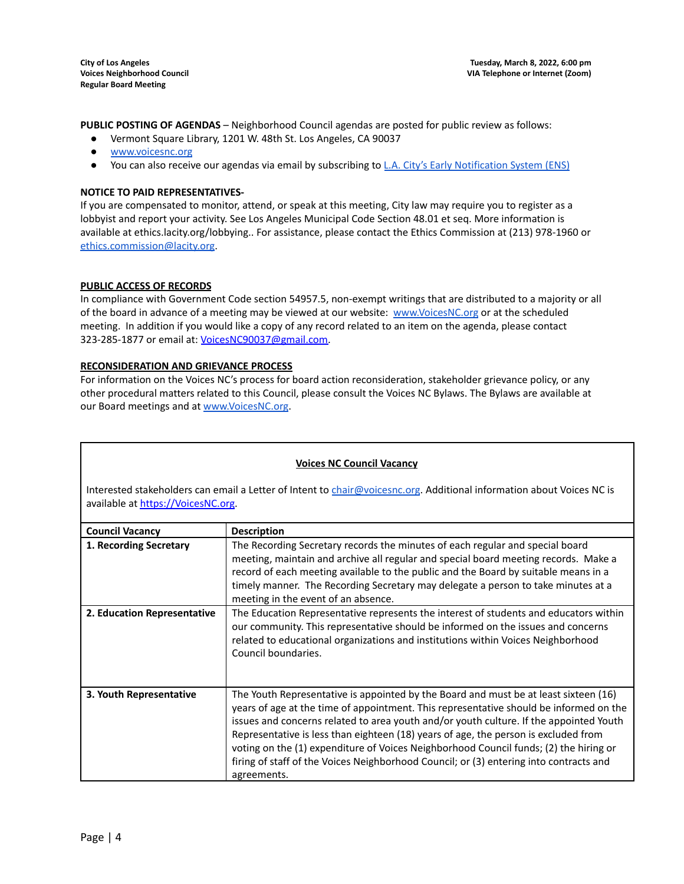**City of Los Angeles**
**Voices Neighborhood Council**
**Regular Board Meeting**

**Tuesday, March 8, 2022, 6:00 pm**
**VIA Telephone or Internet (Zoom)**

**PUBLIC POSTING OF AGENDAS** – Neighborhood Council agendas are posted for public review as follows:

- Vermont Square Library, 1201 W. 48th St. Los Angeles, CA 90037
- www.voicesnc.org
- You can also receive our agendas via email by subscribing to L.A. City's Early Notification System (ENS)

**NOTICE TO PAID REPRESENTATIVES-**
If you are compensated to monitor, attend, or speak at this meeting, City law may require you to register as a lobbyist and report your activity. See Los Angeles Municipal Code Section 48.01 et seq. More information is available at ethics.lacity.org/lobbying.. For assistance, please contact the Ethics Commission at (213) 978-1960 or ethics.commission@lacity.org.

**PUBLIC ACCESS OF RECORDS**
In compliance with Government Code section 54957.5, non-exempt writings that are distributed to a majority or all of the board in advance of a meeting may be viewed at our website: www.VoicesNC.org or at the scheduled meeting. In addition if you would like a copy of any record related to an item on the agenda, please contact 323-285-1877 or email at: VoicesNC90037@gmail.com.

**RECONSIDERATION AND GRIEVANCE PROCESS**
For information on the Voices NC's process for board action reconsideration, stakeholder grievance policy, or any other procedural matters related to this Council, please consult the Voices NC Bylaws. The Bylaws are available at our Board meetings and at www.VoicesNC.org.

**Voices NC Council Vacancy**

Interested stakeholders can email a Letter of Intent to chair@voicesnc.org. Additional information about Voices NC is available at https://VoicesNC.org.

| Council Vacancy | Description |
|---|---|
| **1. Recording Secretary** | The Recording Secretary records the minutes of each regular and special board meeting, maintain and archive all regular and special board meeting records. Make a record of each meeting available to the public and the Board by suitable means in a timely manner. The Recording Secretary may delegate a person to take minutes at a meeting in the event of an absence. |
| **2. Education Representative** | The Education Representative represents the interest of students and educators within our community. This representative should be informed on the issues and concerns related to educational organizations and institutions within Voices Neighborhood Council boundaries. |
| **3. Youth Representative** | The Youth Representative is appointed by the Board and must be at least sixteen (16) years of age at the time of appointment. This representative should be informed on the issues and concerns related to area youth and/or youth culture. If the appointed Youth Representative is less than eighteen (18) years of age, the person is excluded from voting on the (1) expenditure of Voices Neighborhood Council funds; (2) the hiring or firing of staff of the Voices Neighborhood Council; or (3) entering into contracts and agreements. |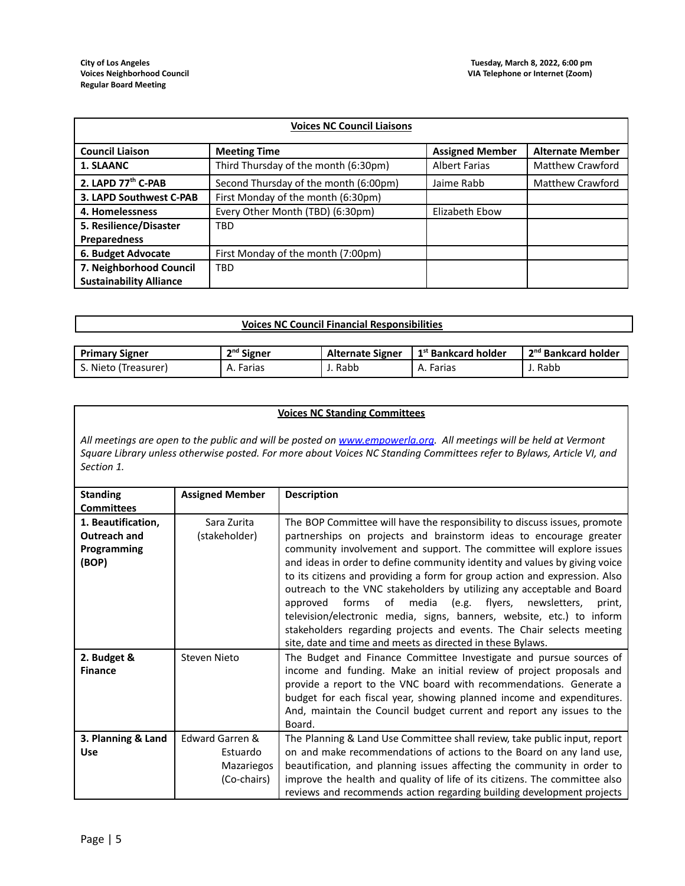| Voices NC Council Liaisons | | | |
|---|---|---|---|
| **Council Liaison** | **Meeting Time** | **Assigned Member** | **Alternate Member** |
| **1. SLAANC** | Third Thursday of the month (6:30pm) | Albert Farias | Matthew Crawford |
| **2. LAPD 77th C-PAB** | Second Thursday of the month (6:00pm) | Jaime Rabb | Matthew Crawford |
| **3. LAPD Southwest C-PAB** | First Monday of the month (6:30pm) | | |
| **4. Homelessness** | Every Other Month (TBD) (6:30pm) | Elizabeth Ebow | |
| **5. Resilience/Disaster Preparedness** | TBD | | |
| **6. Budget Advocate** | First Monday of the month (7:00pm) | | |
| **7. Neighborhood Council Sustainability Alliance** | TBD | | |

**Voices NC Council Financial Responsibilities**

| Primary Signer | 2nd Signer | Alternate Signer | 1st Bankcard holder | 2nd Bankcard holder |
|---|---|---|---|---|
| S. Nieto (Treasurer) | A. Farias | J. Rabb | A. Farias | J. Rabb |

**Voices NC Standing Committees**

*All meetings are open to the public and will be posted on www.empowerla.org. All meetings will be held at Vermont Square Library unless otherwise posted. For more about Voices NC Standing Committees refer to Bylaws, Article VI, and Section 1.*

| Standing Committees | Assigned Member | Description |
|---|---|---|
| **1. Beautification, Outreach and Programming (BOP)** | Sara Zurita (stakeholder) | The BOP Committee will have the responsibility to discuss issues, promote partnerships on projects and brainstorm ideas to encourage greater community involvement and support. The committee will explore issues and ideas in order to define community identity and values by giving voice to its citizens and providing a form for group action and expression. Also outreach to the VNC stakeholders by utilizing any acceptable and Board approved forms of media (e.g. flyers, newsletters, print, television/electronic media, signs, banners, website, etc.) to inform stakeholders regarding projects and events. The Chair selects meeting site, date and time and meets as directed in these Bylaws. |
| **2. Budget & Finance** | Steven Nieto | The Budget and Finance Committee Investigate and pursue sources of income and funding. Make an initial review of project proposals and provide a report to the VNC board with recommendations. Generate a budget for each fiscal year, showing planned income and expenditures. And, maintain the Council budget current and report any issues to the Board. |
| **3. Planning & Land Use** | Edward Garren & Estuardo Mazariegos (Co-chairs) | The Planning & Land Use Committee shall review, take public input, report on and make recommendations of actions to the Board on any land use, beautification, and planning issues affecting the community in order to improve the health and quality of life of its citizens. The committee also reviews and recommends action regarding building development projects |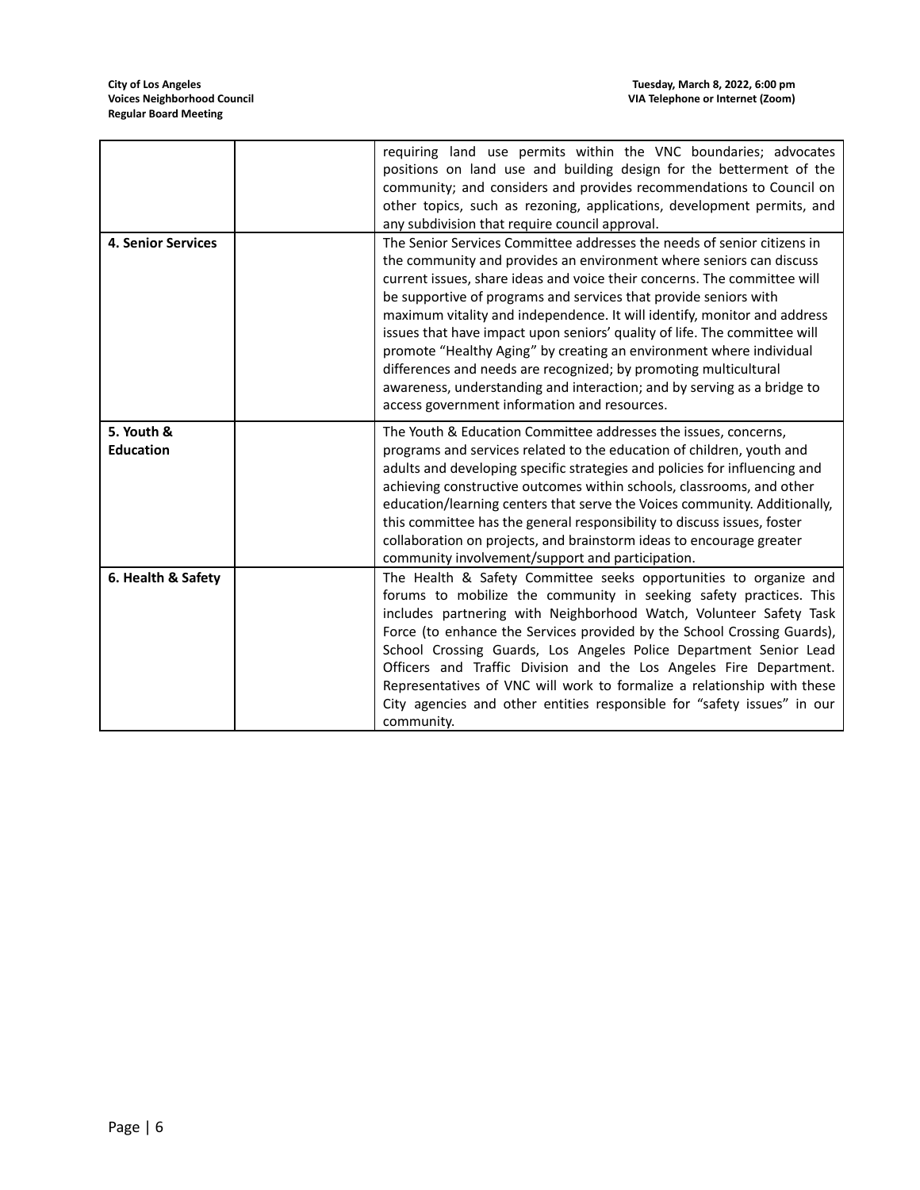| | | |
|---|---|---|
| | | requiring land use permits within the VNC boundaries; advocates positions on land use and building design for the betterment of the community; and considers and provides recommendations to Council on other topics, such as rezoning, applications, development permits, and any subdivision that require council approval. |
| **4. Senior Services** | | The Senior Services Committee addresses the needs of senior citizens in the community and provides an environment where seniors can discuss current issues, share ideas and voice their concerns. The committee will be supportive of programs and services that provide seniors with maximum vitality and independence. It will identify, monitor and address issues that have impact upon seniors' quality of life. The committee will promote "Healthy Aging" by creating an environment where individual differences and needs are recognized; by promoting multicultural awareness, understanding and interaction; and by serving as a bridge to access government information and resources. |
| **5. Youth & Education** | | The Youth & Education Committee addresses the issues, concerns, programs and services related to the education of children, youth and adults and developing specific strategies and policies for influencing and achieving constructive outcomes within schools, classrooms, and other education/learning centers that serve the Voices community. Additionally, this committee has the general responsibility to discuss issues, foster collaboration on projects, and brainstorm ideas to encourage greater community involvement/support and participation. |
| **6. Health & Safety** | | The Health & Safety Committee seeks opportunities to organize and forums to mobilize the community in seeking safety practices. This includes partnering with Neighborhood Watch, Volunteer Safety Task Force (to enhance the Services provided by the School Crossing Guards), School Crossing Guards, Los Angeles Police Department Senior Lead Officers and Traffic Division and the Los Angeles Fire Department. Representatives of VNC will work to formalize a relationship with these City agencies and other entities responsible for "safety issues" in our community. |